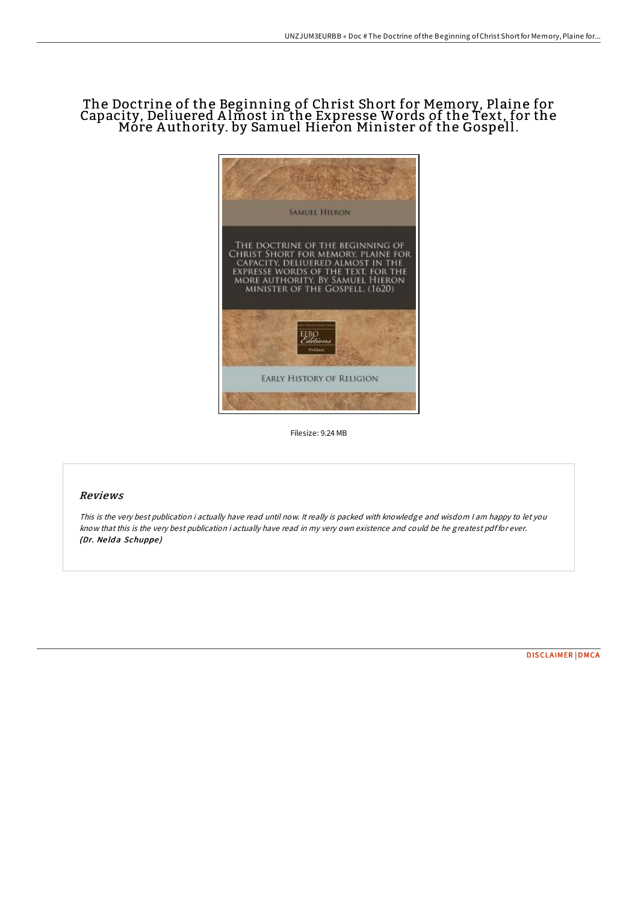# The Doctrine of the Beginning of Christ Short for Memory, Plaine for Capacity, Deliuered Almost in the Expresse Words of the Text, for the More Authority. by Samuel Hieron Minister of the Gospell.

Filesize: 9.24 MB

## Reviews

*This is the very best publication i actually have read until now. It really is packed with knowledge and wisdom I am happy to let you know that this is the very best publication i actually have read in my very own existence and could be he greatest pdf for ever.*
***(Dr. Nelda Schuppe)***

DISCLAIMER | DMCA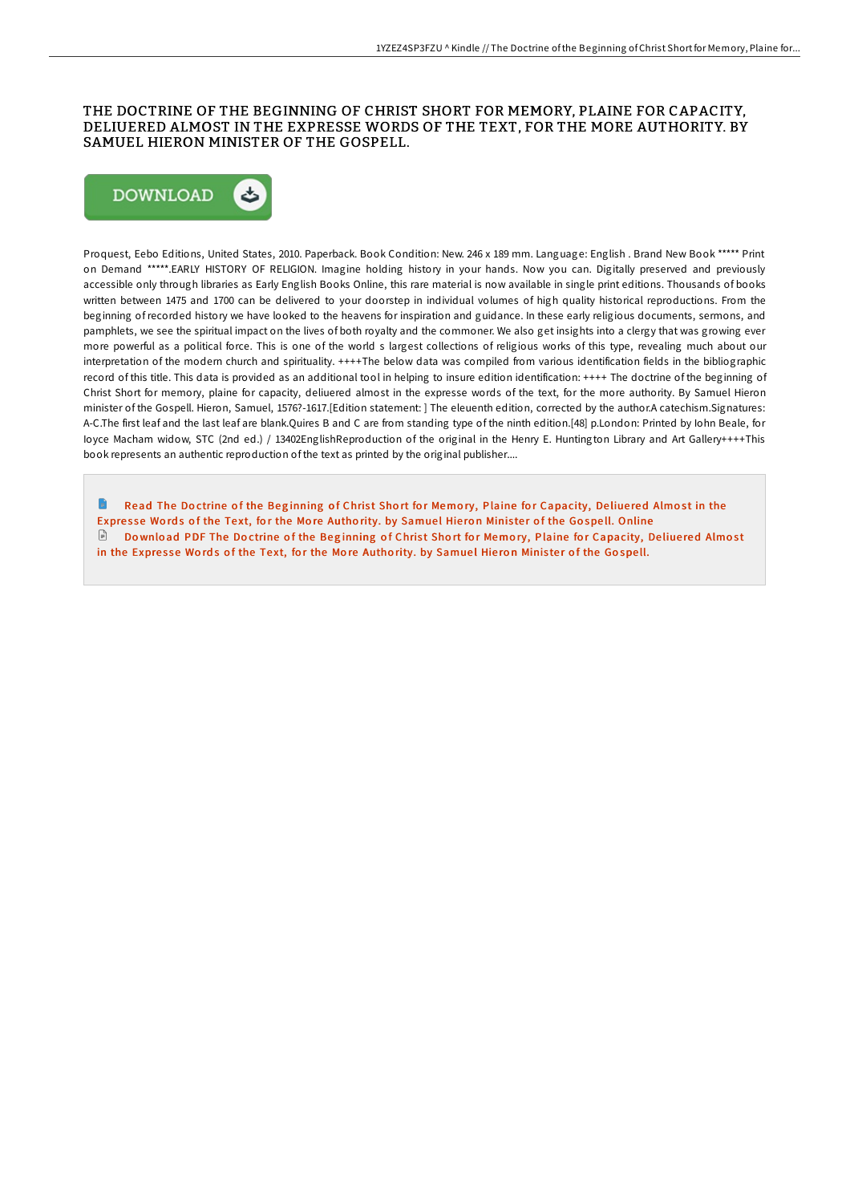# THE DOCTRINE OF THE BEGINNING OF CHRIST SHORT FOR MEMORY, PLAINE FOR CAPACITY, DELIUERED ALMOST IN THE EXPRESSE WORDS OF THE TEXT, FOR THE MORE AUTHORITY. BY SAMUEL HIERON MINISTER OF THE GOSPELL.

DOWNLOAD

Proquest, Eebo Editions, United States, 2010. Paperback. Book Condition: New. 246 x 189 mm. Language: English . Brand New Book ***** Print on Demand *****.EARLY HISTORY OF RELIGION. Imagine holding history in your hands. Now you can. Digitally preserved and previously accessible only through libraries as Early English Books Online, this rare material is now available in single print editions. Thousands of books written between 1475 and 1700 can be delivered to your doorstep in individual volumes of high quality historical reproductions. From the beginning of recorded history we have looked to the heavens for inspiration and guidance. In these early religious documents, sermons, and pamphlets, we see the spiritual impact on the lives of both royalty and the commoner. We also get insights into a clergy that was growing ever more powerful as a political force. This is one of the world s largest collections of religious works of this type, revealing much about our interpretation of the modern church and spirituality. ++++The below data was compiled from various identification fields in the bibliographic record of this title. This data is provided as an additional tool in helping to insure edition identification: ++++ The doctrine of the beginning of Christ Short for memory, plaine for capacity, deliuered almost in the expresse words of the text, for the more authority. By Samuel Hieron minister of the Gospell. Hieron, Samuel, 1576?-1617.[Edition statement: ] The eleuenth edition, corrected by the author.A catechism.Signatures: A-C.The first leaf and the last leaf are blank.Quires B and C are from standing type of the ninth edition.[48] p.London: Printed by Iohn Beale, for Ioyce Macham widow, STC (2nd ed.) / 13402EnglishReproduction of the original in the Henry E. Huntington Library and Art Gallery++++This book represents an authentic reproduction of the text as printed by the original publisher....

Read The Doctrine of the Beginning of Christ Short for Memory, Plaine for Capacity, Deliuered Almost in the Expresse Words of the Text, for the More Authority. by Samuel Hieron Minister of the Gospell. Online

Download PDF The Doctrine of the Beginning of Christ Short for Memory, Plaine for Capacity, Deliuered Almost in the Expresse Words of the Text, for the More Authority. by Samuel Hieron Minister of the Gospell.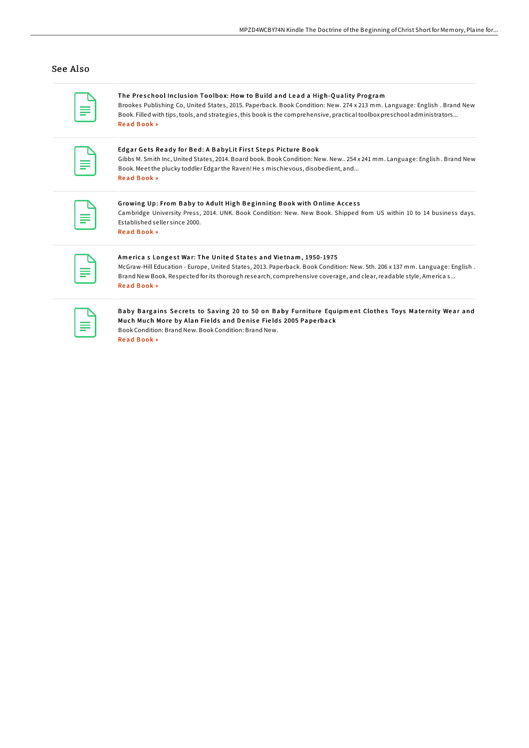## See Also

**The Preschool Inclusion Toolbox: How to Build and Lead a High-Quality Program**

Brookes Publishing Co, United States, 2015. Paperback. Book Condition: New. 274 x 213 mm. Language: English . Brand New Book. Filled with tips, tools, and strategies, this book is the comprehensive, practical toolbox preschool administrators...

Read Book »

**Edgar Gets Ready for Bed: A BabyLit First Steps Picture Book**

Gibbs M. Smith Inc, United States, 2014. Board book. Book Condition: New. New.. 254 x 241 mm. Language: English . Brand New Book. Meet the plucky toddler Edgar the Raven! He s mischievous, disobedient, and...

Read Book »

**Growing Up: From Baby to Adult High Beginning Book with Online Access**

Cambridge University Press, 2014. UNK. Book Condition: New. New Book. Shipped from US within 10 to 14 business days. Established seller since 2000.

Read Book »

**America s Longest War: The United States and Vietnam, 1950-1975**

McGraw-Hill Education - Europe, United States, 2013. Paperback. Book Condition: New. 5th. 206 x 137 mm. Language: English . Brand New Book. Respected for its thorough research, comprehensive coverage, and clear, readable style, America s...

Read Book »

**Baby Bargains Secrets to Saving 20 to 50 on Baby Furniture Equipment Clothes Toys Maternity Wear and Much Much More by Alan Fields and Denise Fields 2005 Paperback**

Book Condition: Brand New. Book Condition: Brand New.

Read Book »